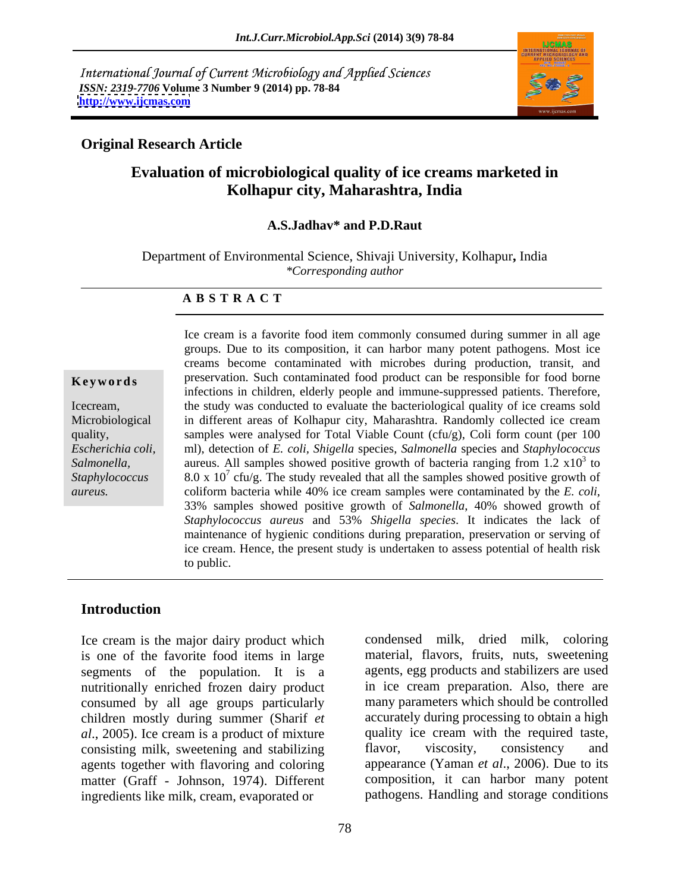International Journal of Current Microbiology and Applied Sciences
*ISSN: 2319-7706* **Volume 3 Number 9 (2014) pp. 78-84**
**http://www.ijcmas.com**

**Original Research Article**

# Evaluation of microbiological quality of ice creams marketed in Kolhapur city, Maharashtra, India

**A.S.Jadhav* and P.D.Raut**

Department of Environmental Science, Shivaji University, Kolhapur**,** India
*\*Corresponding author*

**A B S T R A C T**

**Keywords**

Icecream, Microbiological quality, *Escherichia coli, Salmonella, Staphylococcus aureus.*

Ice cream is a favorite food item commonly consumed during summer in all age groups. Due to its composition, it can harbor many potent pathogens. Most ice creams become contaminated with microbes during production, transit, and preservation. Such contaminated food product can be responsible for food borne infections in children, elderly people and immune-suppressed patients. Therefore, the study was conducted to evaluate the bacteriological quality of ice creams sold in different areas of Kolhapur city, Maharashtra. Randomly collected ice cream samples were analysed for Total Viable Count (cfu/g), Coli form count (per 100 ml), detection of *E. coli*, *Shigella* species, *Salmonella* species and *Staphylococcus* aureus. All samples showed positive growth of bacteria ranging from 1.2 x$10^3$ to 8.0 x $10^7$ cfu/g. The study revealed that all the samples showed positive growth of coliform bacteria while 40% ice cream samples were contaminated by the *E. coli,* 33% samples showed positive growth of *Salmonella*, 40% showed growth of *Staphylococcus aureus* and 53% *Shigella species*. It indicates the lack of maintenance of hygienic conditions during preparation, preservation or serving of ice cream. Hence, the present study is undertaken to assess potential of health risk to public.

## Introduction

Ice cream is the major dairy product which is one of the favorite food items in large segments of the population. It is a nutritionally enriched frozen dairy product consumed by all age groups particularly children mostly during summer (Sharif *et al*., 2005). Ice cream is a product of mixture consisting milk, sweetening and stabilizing agents together with flavoring and coloring matter (Graff - Johnson, 1974). Different ingredients like milk, cream, evaporated or condensed milk, dried milk, coloring material, flavors, fruits, nuts, sweetening agents, egg products and stabilizers are used in ice cream preparation. Also, there are many parameters which should be controlled accurately during processing to obtain a high quality ice cream with the required taste, flavor, viscosity, consistency and appearance (Yaman *et al*., 2006). Due to its composition, it can harbor many potent pathogens. Handling and storage conditions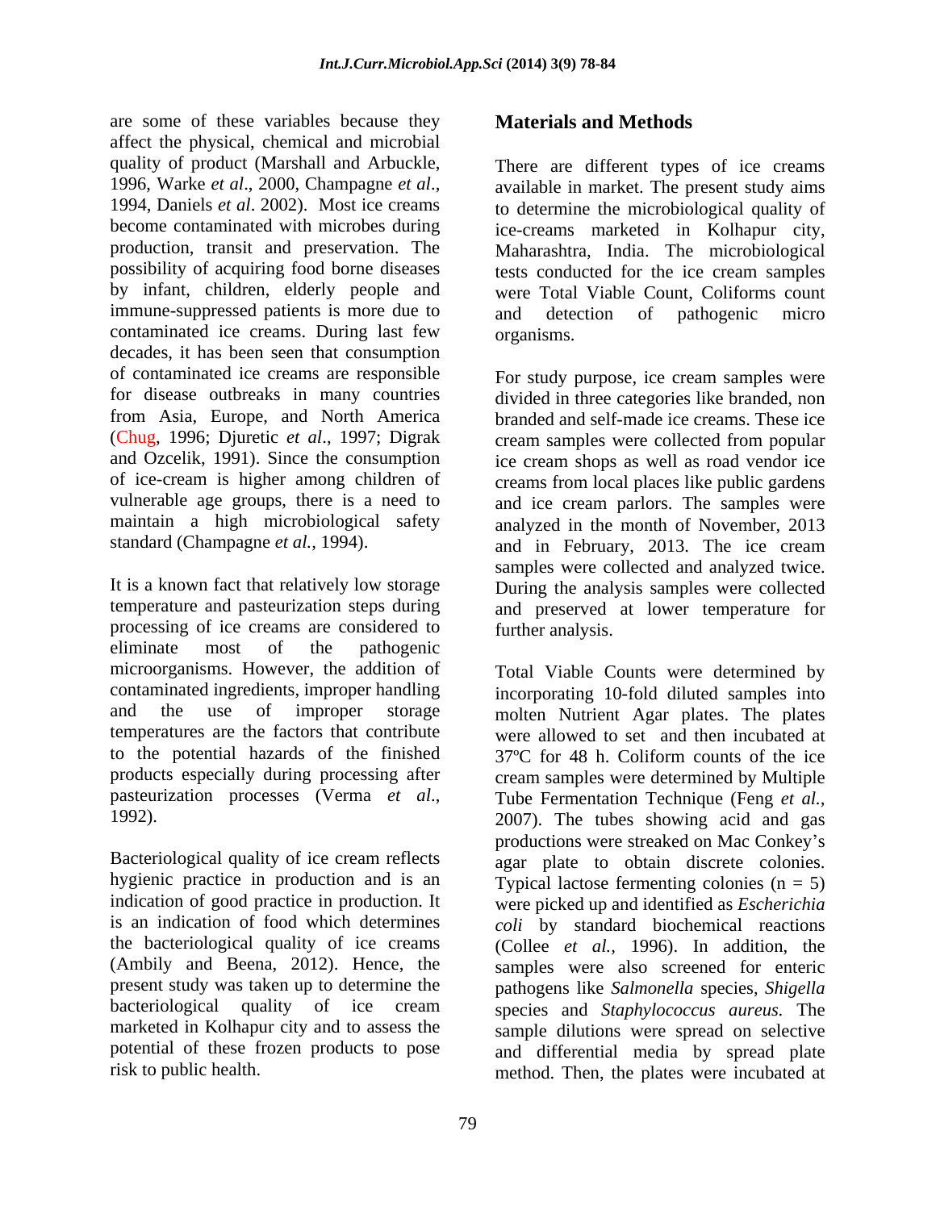are some of these variables because they affect the physical, chemical and microbial quality of product (Marshall and Arbuckle, 1996, Warke *et al*., 2000, Champagne *et al*., 1994, Daniels *et al*. 2002). Most ice creams become contaminated with microbes during production, transit and preservation. The possibility of acquiring food borne diseases by infant, children, elderly people and immune-suppressed patients is more due to contaminated ice creams. During last few decades, it has been seen that consumption of contaminated ice creams are responsible for disease outbreaks in many countries from Asia, Europe, and North America (Chug, 1996; Djuretic *et al*., 1997; Digrak and Ozcelik, 1991). Since the consumption of ice-cream is higher among children of vulnerable age groups, there is a need to maintain a high microbiological safety standard (Champagne *et al.,* 1994).

It is a known fact that relatively low storage temperature and pasteurization steps during processing of ice creams are considered to eliminate most of the pathogenic microorganisms. However, the addition of contaminated ingredients, improper handling and the use of improper storage temperatures are the factors that contribute to the potential hazards of the finished products especially during processing after pasteurization processes (Verma *et al*., 1992).

Bacteriological quality of ice cream reflects hygienic practice in production and is an indication of good practice in production. It is an indication of food which determines the bacteriological quality of ice creams (Ambily and Beena, 2012). Hence, the present study was taken up to determine the bacteriological quality of ice cream marketed in Kolhapur city and to assess the potential of these frozen products to pose risk to public health.

## Materials and Methods

There are different types of ice creams available in market. The present study aims to determine the microbiological quality of ice-creams marketed in Kolhapur city, Maharashtra, India. The microbiological tests conducted for the ice cream samples were Total Viable Count, Coliforms count and detection of pathogenic micro organisms.

For study purpose, ice cream samples were divided in three categories like branded, non branded and self-made ice creams. These ice cream samples were collected from popular ice cream shops as well as road vendor ice creams from local places like public gardens and ice cream parlors. The samples were analyzed in the month of November, 2013 and in February, 2013. The ice cream samples were collected and analyzed twice. During the analysis samples were collected and preserved at lower temperature for further analysis.

Total Viable Counts were determined by incorporating 10-fold diluted samples into molten Nutrient Agar plates. The plates were allowed to set and then incubated at 37ºC for 48 h. Coliform counts of the ice cream samples were determined by Multiple Tube Fermentation Technique (Feng *et al.,* 2007). The tubes showing acid and gas productions were streaked on Mac Conkey's agar plate to obtain discrete colonies. Typical lactose fermenting colonies (n = 5) were picked up and identified as *Escherichia coli* by standard biochemical reactions (Collee *et al.,* 1996). In addition, the samples were also screened for enteric pathogens like *Salmonella* species, *Shigella* species and *Staphylococcus aureus.* The sample dilutions were spread on selective and differential media by spread plate method. Then, the plates were incubated at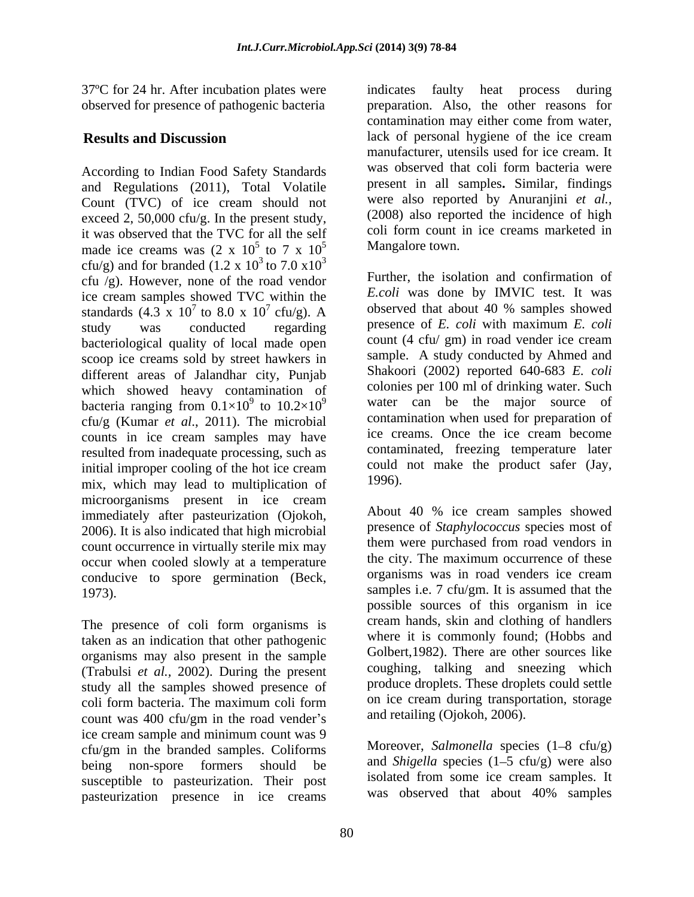37ºC for 24 hr. After incubation plates were observed for presence of pathogenic bacteria

## Results and Discussion

According to Indian Food Safety Standards and Regulations (2011), Total Volatile Count (TVC) of ice cream should not exceed 2, 50,000 cfu/g. In the present study, it was observed that the TVC for all the self made ice creams was ($2 \times 10^5$ to $7 \times 10^5$ cfu/g) and for branded ($1.2 \times 10^3$ to $7.0 \times 10^3$ cfu /g). However, none of the road vendor ice cream samples showed TVC within the standards ($4.3 \times 10^7$ to $8.0 \times 10^7$ cfu/g). A study was conducted regarding bacteriological quality of local made open scoop ice creams sold by street hawkers in different areas of Jalandhar city, Punjab which showed heavy contamination of bacteria ranging from $0.1\times10^9$ to $10.2\times10^9$ cfu/g (Kumar *et al*., 2011). The microbial counts in ice cream samples may have resulted from inadequate processing, such as initial improper cooling of the hot ice cream mix, which may lead to multiplication of microorganisms present in ice cream immediately after pasteurization (Ojokoh, 2006). It is also indicated that high microbial count occurrence in virtually sterile mix may occur when cooled slowly at a temperature conducive to spore germination (Beck, 1973).

The presence of coli form organisms is taken as an indication that other pathogenic organisms may also present in the sample (Trabulsi *et al.,* 2002). During the present study all the samples showed presence of coli form bacteria. The maximum coli form count was 400 cfu/gm in the road vender's ice cream sample and minimum count was 9 cfu/gm in the branded samples. Coliforms being non-spore formers should be susceptible to pasteurization. Their post pasteurization presence in ice creams indicates faulty heat process during preparation. Also, the other reasons for contamination may either come from water, lack of personal hygiene of the ice cream manufacturer, utensils used for ice cream. It was observed that coli form bacteria were present in all samples**.** Similar, findings were also reported by Anuranjini *et al.,* (2008) also reported the incidence of high coli form count in ice creams marketed in Mangalore town.

Further, the isolation and confirmation of *E.coli* was done by IMVIC test. It was observed that about 40 % samples showed presence of *E. coli* with maximum *E. coli* count (4 cfu/ gm) in road vender ice cream sample. A study conducted by Ahmed and Shakoori (2002) reported 640-683 *E. coli* colonies per 100 ml of drinking water. Such water can be the major source of contamination when used for preparation of ice creams. Once the ice cream become contaminated, freezing temperature later could not make the product safer (Jay, 1996).

About 40 % ice cream samples showed presence of *Staphylococcus* species most of them were purchased from road vendors in the city. The maximum occurrence of these organisms was in road venders ice cream samples i.e. 7 cfu/gm. It is assumed that the possible sources of this organism in ice cream hands, skin and clothing of handlers where it is commonly found; (Hobbs and Golbert,1982). There are other sources like coughing, talking and sneezing which produce droplets. These droplets could settle on ice cream during transportation, storage and retailing (Ojokoh, 2006).

Moreover, *Salmonella* species (1–8 cfu/g) and *Shigella* species (1–5 cfu/g) were also isolated from some ice cream samples. It was observed that about 40% samples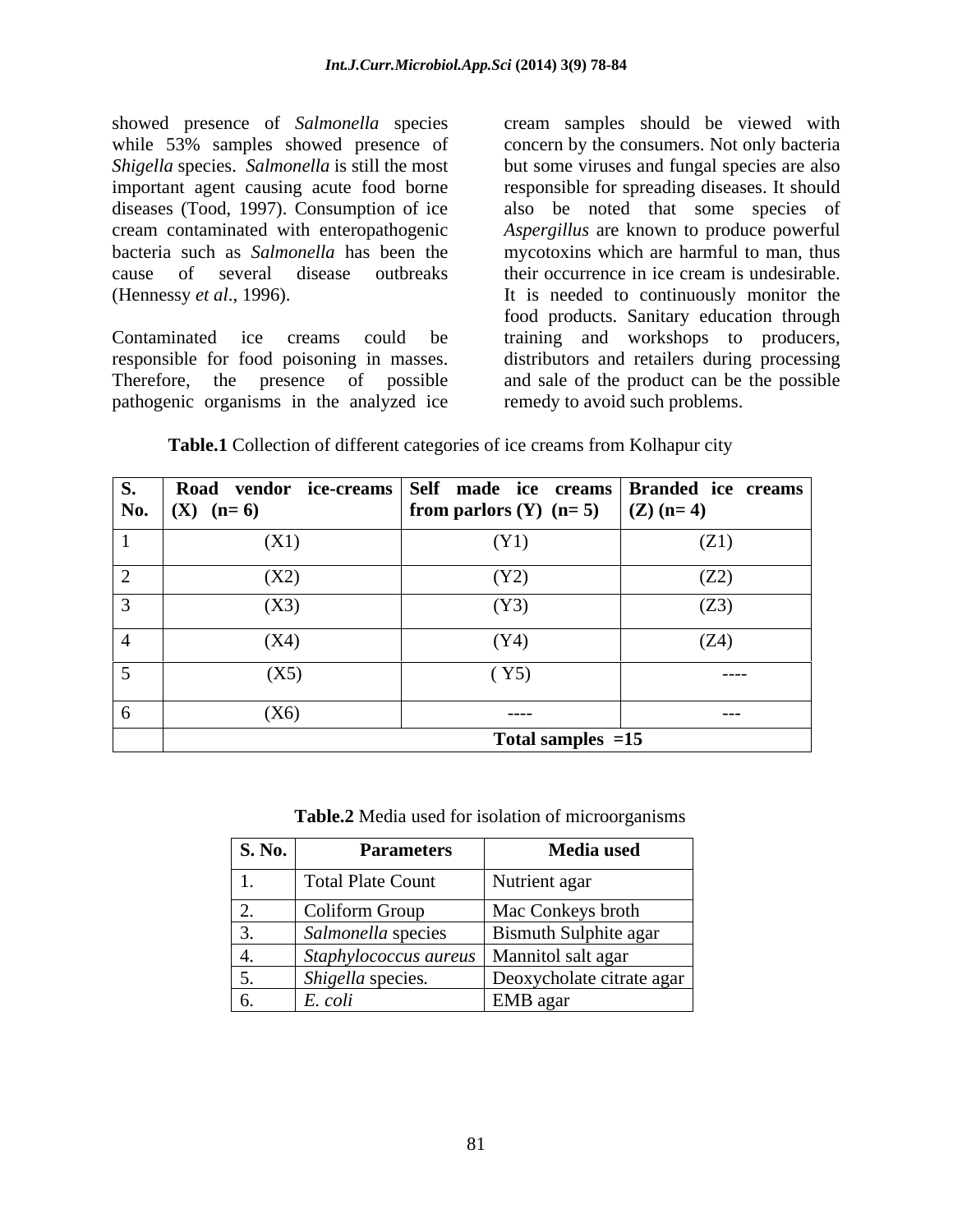showed presence of *Salmonella* species while 53% samples showed presence of *Shigella* species. *Salmonella* is still the most important agent causing acute food borne diseases (Tood, 1997). Consumption of ice cream contaminated with enteropathogenic bacteria such as *Salmonella* has been the cause of several disease outbreaks (Hennessy *et al*., 1996).

Contaminated ice creams could be responsible for food poisoning in masses. Therefore, the presence of possible pathogenic organisms in the analyzed ice cream samples should be viewed with concern by the consumers. Not only bacteria but some viruses and fungal species are also responsible for spreading diseases. It should also be noted that some species of *Aspergillus* are known to produce powerful mycotoxins which are harmful to man, thus their occurrence in ice cream is undesirable. It is needed to continuously monitor the food products. Sanitary education through training and workshops to producers, distributors and retailers during processing and sale of the product can be the possible remedy to avoid such problems.

**Table.1** Collection of different categories of ice creams from Kolhapur city

| **S. No.** | **Road vendor ice-creams (X) (n= 6)** | **Self made ice creams from parlors (Y) (n= 5)** | **Branded ice creams (Z) (n= 4)** |
|---|---|---|---|
| 1 | (X1) | (Y1) | (Z1) |
| 2 | (X2) | (Y2) | (Z2) |
| 3 | (X3) | (Y3) | (Z3) |
| 4 | (X4) | (Y4) | (Z4) |
| 5 | (X5) | ( Y5) | ---- |
| 6 | (X6) | ---- | --- |
| | | **Total samples =15** | |

**Table.2** Media used for isolation of microorganisms

| **S. No.** | **Parameters** | **Media used** |
|---|---|---|
| 1. | Total Plate Count | Nutrient agar |
| 2. | Coliform Group | Mac Conkeys broth |
| 3. | *Salmonella* species | Bismuth Sulphite agar |
| 4. | *Staphylococcus aureus* | Mannitol salt agar |
| 5. | *Shigella* species. | Deoxycholate citrate agar |
| 6. | *E. coli* | EMB agar |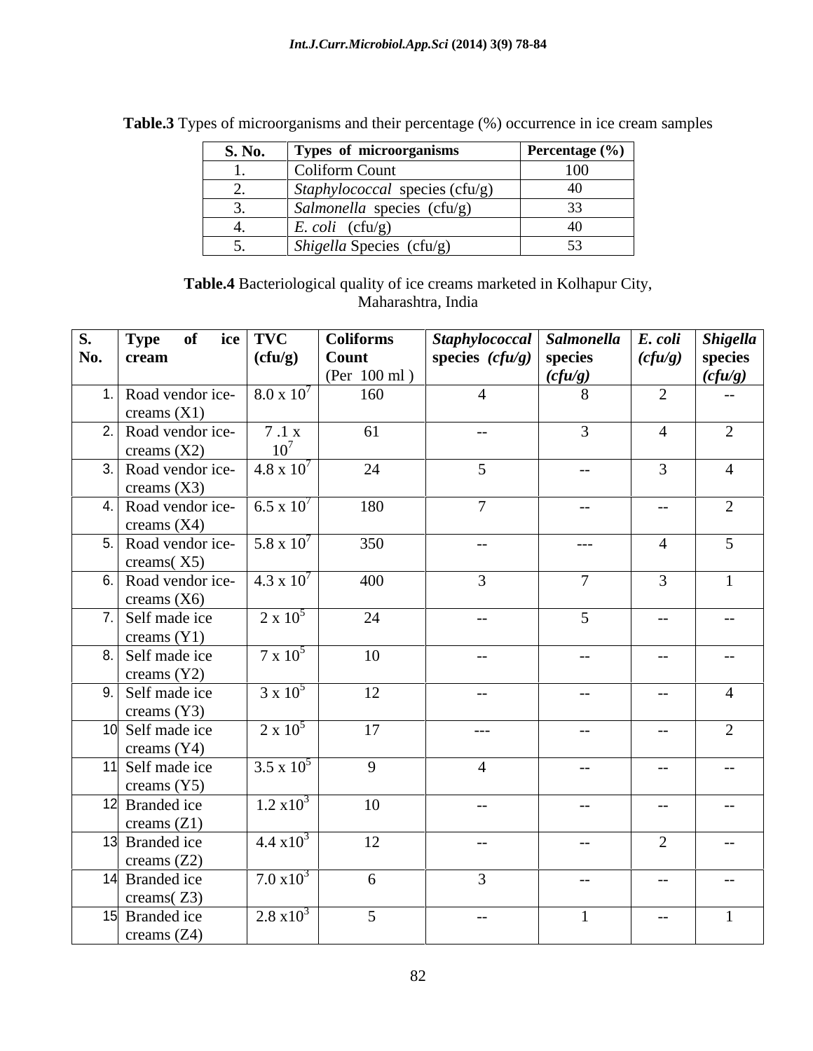**Table.3** Types of microorganisms and their percentage (%) occurrence in ice cream samples

| S. No. | Types of microorganisms | Percentage (%) |
|---|---|---|
| 1. | Coliform Count | 100 |
| 2. | *Staphylococcal* species (cfu/g) | 40 |
| 3. | *Salmonella* species (cfu/g) | 33 |
| 4. | *E. coli* (cfu/g) | 40 |
| 5. | *Shigella* Species (cfu/g) | 53 |

**Table.4** Bacteriological quality of ice creams marketed in Kolhapur City, Maharashtra, India

| S. No. | Type of ice cream | TVC (cfu/g) | Coliforms Count (Per 100 ml) | *Staphylococcal* species *(cfu/g)* | *Salmonella* species *(cfu/g)* | *E. coli* *(cfu/g)* | *Shigella* species *(cfu/g)* |
|---|---|---|---|---|---|---|---|
| 1. | Road vendor ice-creams (X1) | $8.0 \times 10^7$ | 160 | 4 | 8 | 2 | -- |
| 2. | Road vendor ice-creams (X2) | $7.1 \times 10^7$ | 61 | -- | 3 | 4 | 2 |
| 3. | Road vendor ice-creams (X3) | $4.8 \times 10^7$ | 24 | 5 | -- | 3 | 4 |
| 4. | Road vendor ice-creams (X4) | $6.5 \times 10^7$ | 180 | 7 | -- | -- | 2 |
| 5. | Road vendor ice-creams( X5) | $5.8 \times 10^7$ | 350 | -- | --- | 4 | 5 |
| 6. | Road vendor ice-creams (X6) | $4.3 \times 10^7$ | 400 | 3 | 7 | 3 | 1 |
| 7. | Self made ice creams (Y1) | $2 \times 10^5$ | 24 | -- | 5 | -- | -- |
| 8. | Self made ice creams (Y2) | $7 \times 10^5$ | 10 | -- | -- | -- | -- |
| 9. | Self made ice creams (Y3) | $3 \times 10^5$ | 12 | -- | -- | -- | 4 |
| 10 | Self made ice creams (Y4) | $2 \times 10^5$ | 17 | --- | -- | -- | 2 |
| 11 | Self made ice creams (Y5) | $3.5 \times 10^5$ | 9 | 4 | -- | -- | -- |
| 12 | Branded ice creams (Z1) | $1.2 \times 10^3$ | 10 | -- | -- | -- | -- |
| 13 | Branded ice creams (Z2) | $4.4 \times 10^3$ | 12 | -- | -- | 2 | -- |
| 14 | Branded ice creams( Z3) | $7.0 \times 10^3$ | 6 | 3 | -- | -- | -- |
| 15 | Branded ice creams (Z4) | $2.8 \times 10^3$ | 5 | -- | 1 | -- | 1 |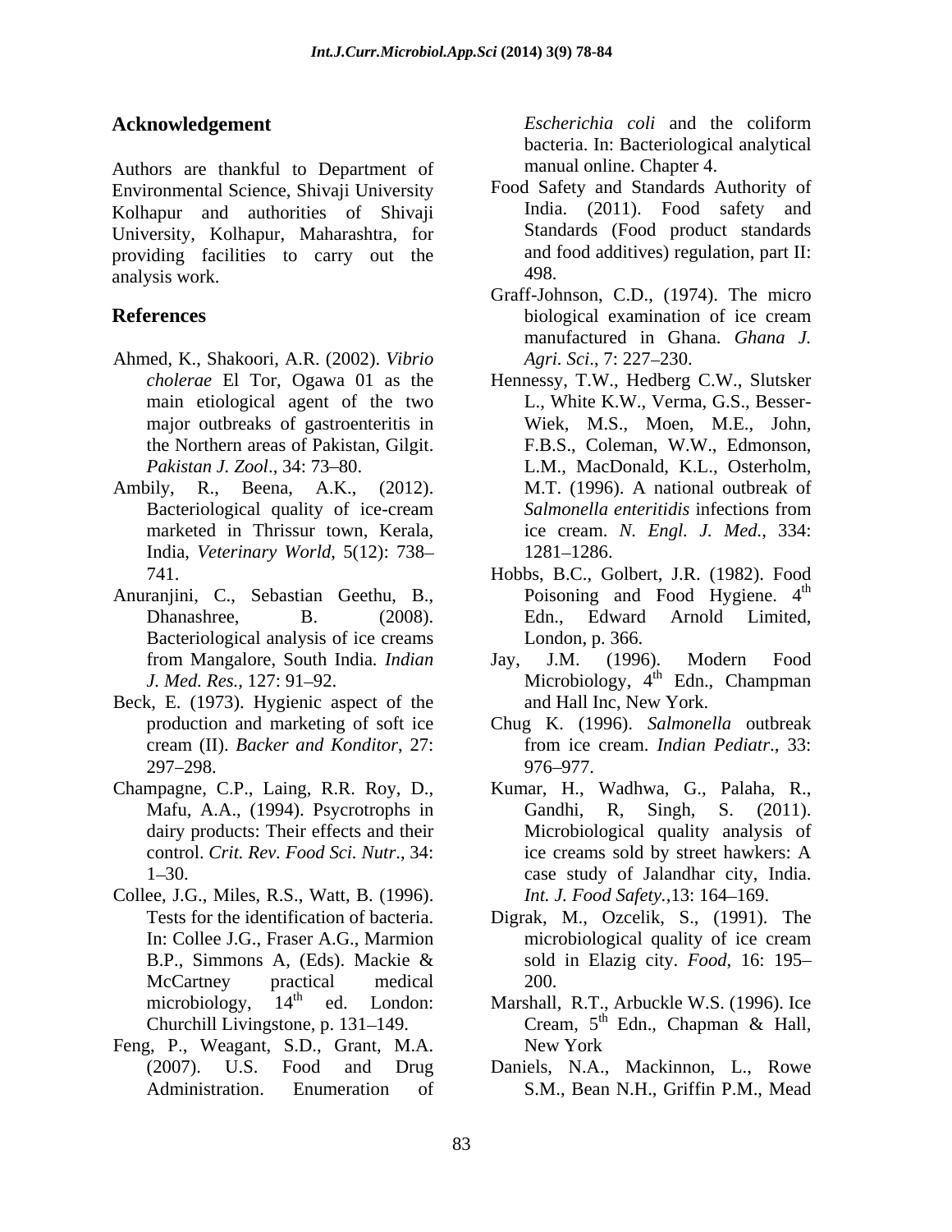## Acknowledgement

Authors are thankful to Department of Environmental Science, Shivaji University Kolhapur and authorities of Shivaji University, Kolhapur, Maharashtra, for providing facilities to carry out the analysis work.

## References

Ahmed, K., Shakoori, A.R. (2002). *Vibrio cholerae* El Tor, Ogawa 01 as the main etiological agent of the two major outbreaks of gastroenteritis in the Northern areas of Pakistan, Gilgit. *Pakistan J. Zool*., 34: 73–80.

Ambily, R., Beena, A.K., (2012). Bacteriological quality of ice-cream marketed in Thrissur town, Kerala, India, *Veterinary World*, 5(12): 738–741.

Anuranjini, C., Sebastian Geethu, B., Dhanashree, B. (2008). Bacteriological analysis of ice creams from Mangalore, South India*. Indian J. Med. Res.,* 127: 91–92.

Beck, E. (1973). Hygienic aspect of the production and marketing of soft ice cream (II). *Backer and Konditor*, 27: 297–298.

Champagne, C.P., Laing, R.R. Roy, D., Mafu, A.A., (1994). Psycrotrophs in dairy products: Their effects and their control. *Crit. Rev. Food Sci. Nutr*., 34: 1–30.

Collee, J.G., Miles, R.S., Watt, B. (1996). Tests for the identification of bacteria. In: Collee J.G., Fraser A.G., Marmion B.P., Simmons A, (Eds). Mackie & McCartney practical medical microbiology, 14th ed. London: Churchill Livingstone, p. 131–149.

Feng, P., Weagant, S.D., Grant, M.A. (2007). U.S. Food and Drug Administration. Enumeration of *Escherichia coli* and the coliform bacteria. In: Bacteriological analytical manual online. Chapter 4.

Food Safety and Standards Authority of India. (2011). Food safety and Standards (Food product standards and food additives) regulation, part II: 498.

Graff-Johnson, C.D., (1974). The micro biological examination of ice cream manufactured in Ghana. *Ghana J. Agri. Sci*., 7: 227–230.

Hennessy, T.W., Hedberg C.W., Slutsker L., White K.W., Verma, G.S., Besser-Wiek, M.S., Moen, M.E., John, F.B.S., Coleman, W.W., Edmonson, L.M., MacDonald, K.L., Osterholm, M.T. (1996). A national outbreak of *Salmonella enteritidis* infections from ice cream. *N. Engl. J. Med.*, 334: 1281–1286.

Hobbs, B.C., Golbert, J.R. (1982). Food Poisoning and Food Hygiene. 4th Edn., Edward Arnold Limited, London, p. 366.

Jay, J.M. (1996). Modern Food Microbiology, 4th Edn., Champman and Hall Inc, New York.

Chug K. (1996). *Salmonella* outbreak from ice cream. *Indian Pediatr*., 33: 976–977.

Kumar, H., Wadhwa, G., Palaha, R., Gandhi, R, Singh, S. (2011). Microbiological quality analysis of ice creams sold by street hawkers: A case study of Jalandhar city, India. *Int. J. Food Safety.,*13: 164–169.

Digrak, M., Ozcelik, S., (1991). The microbiological quality of ice cream sold in Elazig city. *Food*, 16: 195–200.

Marshall, R.T., Arbuckle W.S. (1996). Ice Cream, 5th Edn., Chapman & Hall, New York

Daniels, N.A., Mackinnon, L., Rowe S.M., Bean N.H., Griffin P.M., Mead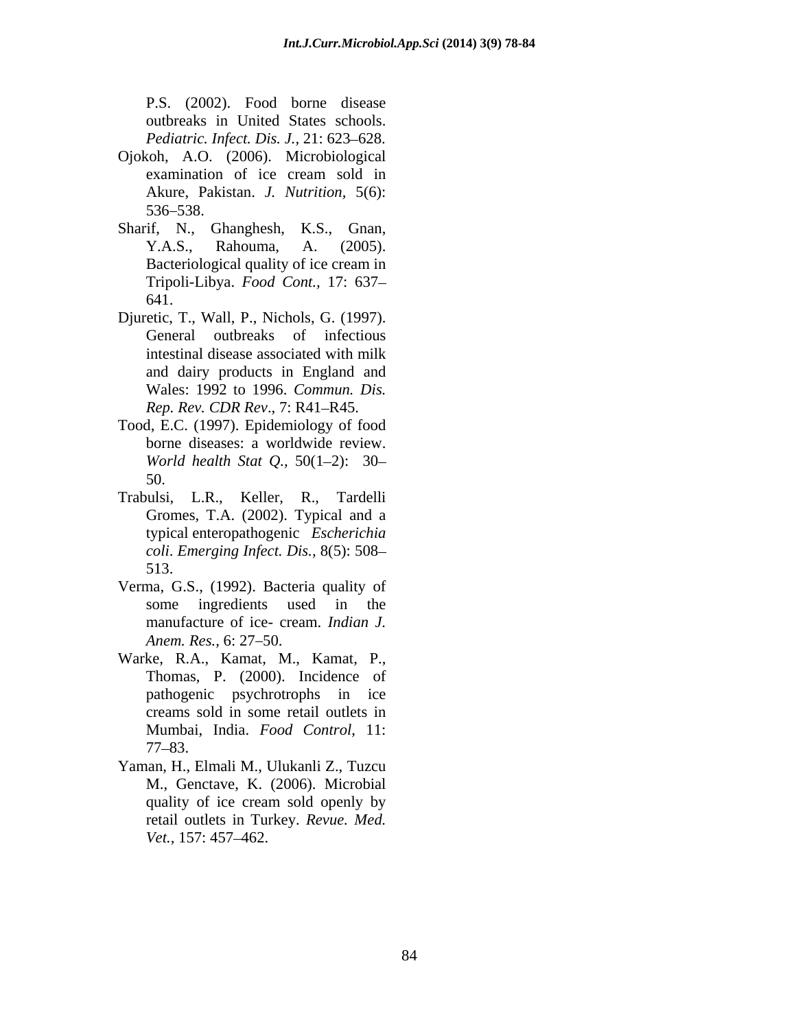P.S. (2002). Food borne disease outbreaks in United States schools. *Pediatric. Infect. Dis. J.,* 21: 623–628.

Ojokoh, A.O. (2006). Microbiological examination of ice cream sold in Akure, Pakistan. *J. Nutrition,* 5(6): 536–538.

Sharif, N., Ghanghesh, K.S., Gnan, Y.A.S., Rahouma, A. (2005). Bacteriological quality of ice cream in Tripoli-Libya. *Food Cont.,* 17: 637–641.

Djuretic, T., Wall, P., Nichols, G. (1997). General outbreaks of infectious intestinal disease associated with milk and dairy products in England and Wales: 1992 to 1996. *Commun. Dis. Rep. Rev. CDR Rev*., 7: R41–R45.

Tood, E.C. (1997). Epidemiology of food borne diseases: a worldwide review. *World health Stat Q.,* 50(1–2): 30–50.

Trabulsi, L.R., Keller, R., Tardelli Gromes, T.A. (2002). Typical and a typical enteropathogenic *Escherichia coli*. *Emerging Infect. Dis.,* 8(5): 508–513.

Verma, G.S., (1992). Bacteria quality of some ingredients used in the manufacture of ice- cream. *Indian J. Anem. Res.,* 6: 27–50.

Warke, R.A., Kamat, M., Kamat, P., Thomas, P. (2000). Incidence of pathogenic psychrotrophs in ice creams sold in some retail outlets in Mumbai, India. *Food Control*, 11: 77–83.

Yaman, H., Elmali M., Ulukanli Z., Tuzcu M., Genctave, K. (2006). Microbial quality of ice cream sold openly by retail outlets in Turkey. *Revue. Med. Vet.,* 157: 457–462.